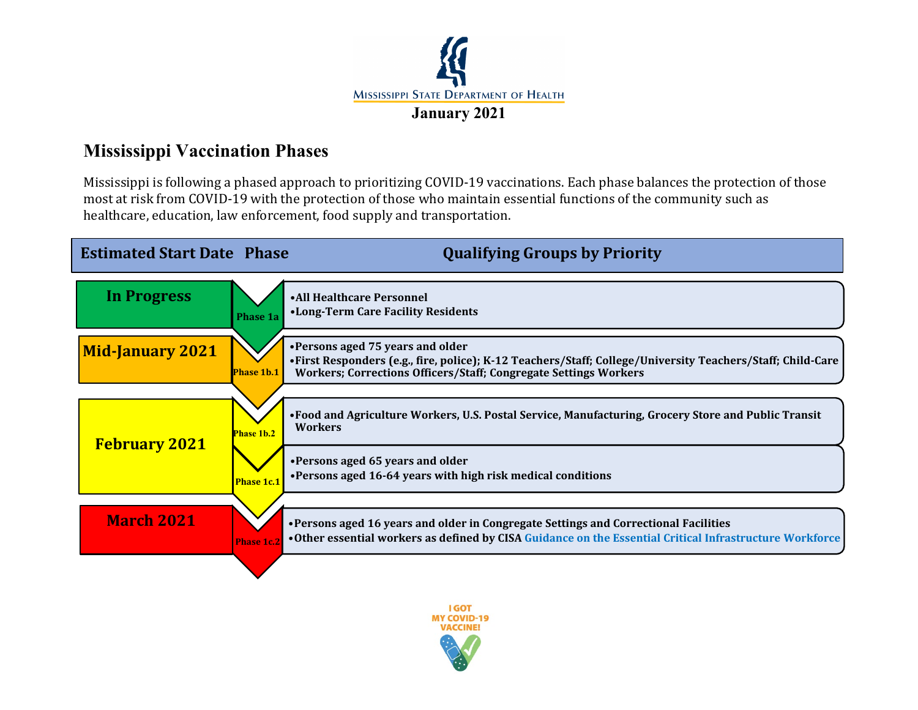Mississippi State Department of Health

**January 2021**

## Mississippi Vaccination Phases

Mississippi is following a phased approach to prioritizing COVID-19 vaccinations. Each phase balances the protection of those most at risk from COVID-19 with the protection of those who maintain essential functions of the community such as healthcare, education, law enforcement, food supply and transportation.

| Estimated Start Date | Phase | Qualifying Groups by Priority |
|---|---|---|
| In Progress | Phase 1a | • All Healthcare Personnel<br>• Long-Term Care Facility Residents |
| Mid-January 2021 | Phase 1b.1 | • Persons aged 75 years and older<br>• First Responders (e.g., fire, police); K-12 Teachers/Staff; College/University Teachers/Staff; Child-Care Workers; Corrections Officers/Staff; Congregate Settings Workers |
| February 2021 | Phase 1b.2 | • Food and Agriculture Workers, U.S. Postal Service, Manufacturing, Grocery Store and Public Transit Workers |
| | Phase 1c.1 | • Persons aged 65 years and older<br>• Persons aged 16-64 years with high risk medical conditions |
| March 2021 | Phase 1c.2 | • Persons aged 16 years and older in Congregate Settings and Correctional Facilities<br>• Other essential workers as defined by CISA Guidance on the Essential Critical Infrastructure Workforce |

I GOT MY COVID-19 VACCINE!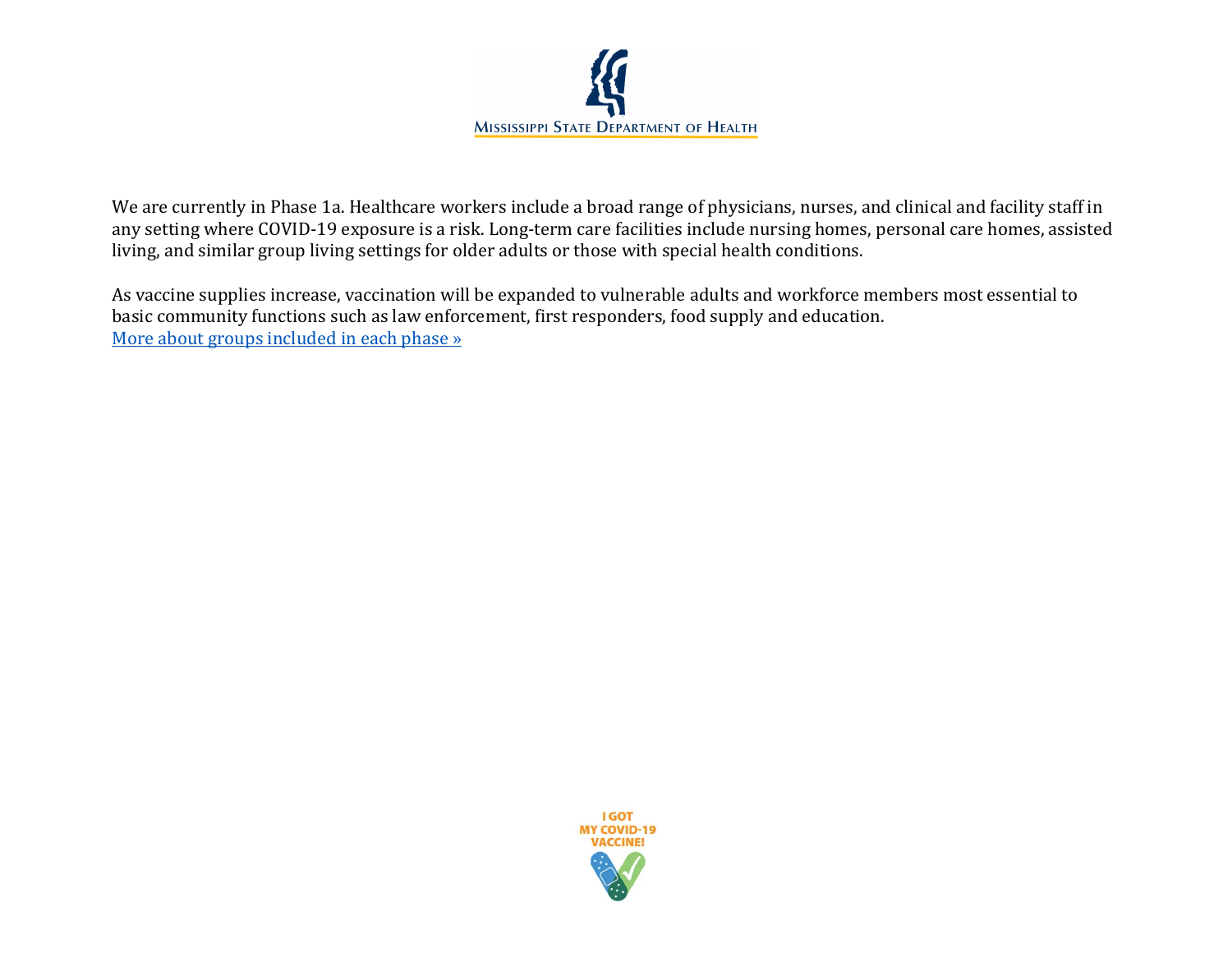We are currently in Phase 1a. Healthcare workers include a broad range of physicians, nurses, and clinical and facility staff in any setting where COVID-19 exposure is a risk. Long-term care facilities include nursing homes, personal care homes, assisted living, and similar group living settings for older adults or those with special health conditions.

As vaccine supplies increase, vaccination will be expanded to vulnerable adults and workforce members most essential to basic community functions such as law enforcement, first responders, food supply and education.
More about groups included in each phase »